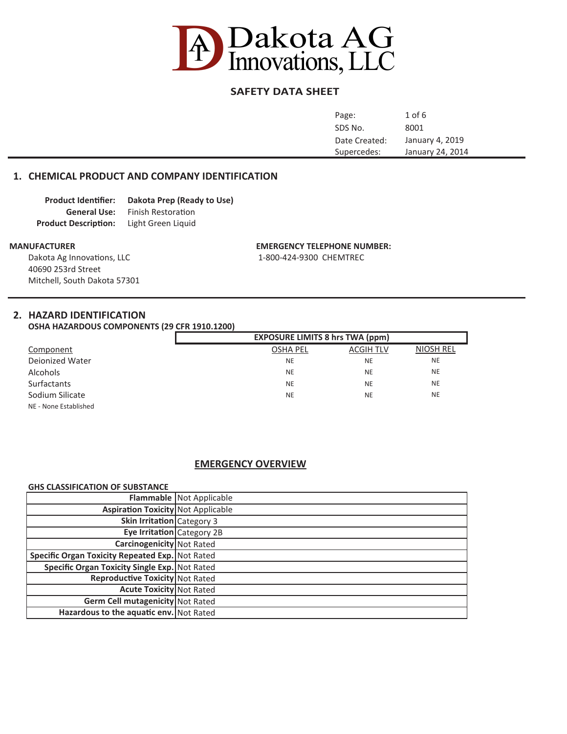# Dakota AG Innovations, LLC

## SAFETY DATA SHEET

| | |
|---|---|
| SDS No. | 8001 |
| Date Created: | January 4, 2019 |
| Supercedes: | January 24, 2014 |

## 1. CHEMICAL PRODUCT AND COMPANY IDENTIFICATION

**Product Identifier:** **Dakota Prep (Ready to Use)**
**General Use:** Finish Restoration
**Product Description:** Light Green Liquid

**MANUFACTURER**
Dakota Ag Innovations, LLC
40690 253rd Street
Mitchell, South Dakota 57301

**EMERGENCY TELEPHONE NUMBER:**
1-800-424-9300 CHEMTREC

## 2. HAZARD IDENTIFICATION

**OSHA HAZARDOUS COMPONENTS (29 CFR 1910.1200)**

| | EXPOSURE LIMITS 8 hrs TWA (ppm) | | |
|---|---|---|---|
| Component | OSHA PEL | ACGIH TLV | NIOSH REL |
| Deionized Water | NE | NE | NE |
| Alcohols | NE | NE | NE |
| Surfactants | NE | NE | NE |
| Sodium Silicate | NE | NE | NE |

NE - None Established

### EMERGENCY OVERVIEW

**GHS CLASSIFICATION OF SUBSTANCE**

| | |
|---|---|
| **Flammable** | Not Applicable |
| **Aspiration Toxicity** | Not Applicable |
| **Skin Irritation** | Category 3 |
| **Eye Irritation** | Category 2B |
| **Carcinogenicity** | Not Rated |
| **Specific Organ Toxicity Repeated Exp.** | Not Rated |
| **Specific Organ Toxicity Single Exp.** | Not Rated |
| **Reproductive Toxicity** | Not Rated |
| **Acute Toxicity** | Not Rated |
| **Germ Cell mutagenicity** | Not Rated |
| **Hazardous to the aquatic env.** | Not Rated |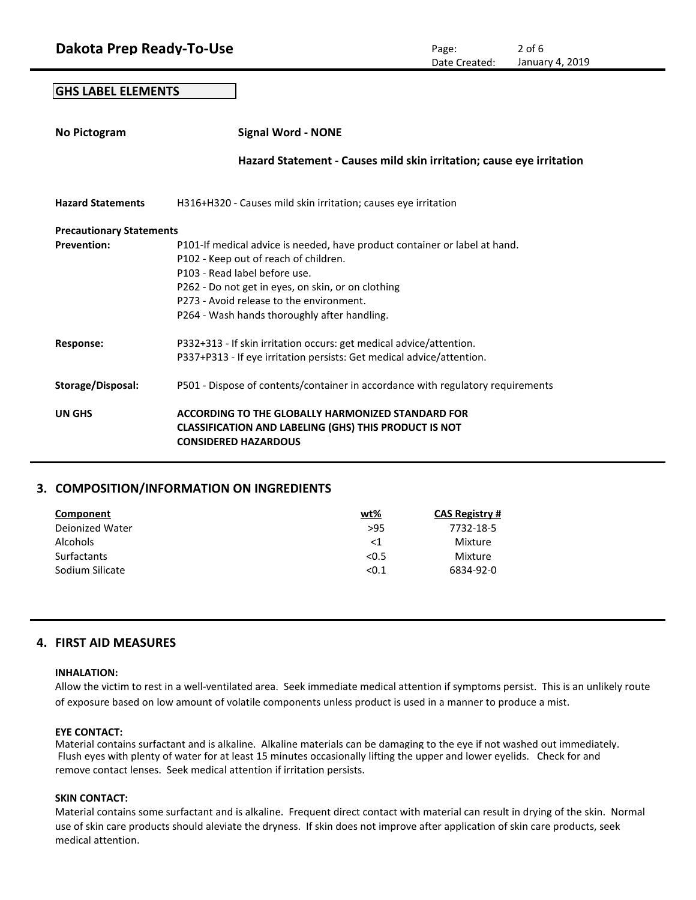## GHS LABEL ELEMENTS

**No Pictogram** | **Signal Word - NONE**

**Hazard Statement - Causes mild skin irritation; cause eye irritation**

**Hazard Statements** H316+H320 - Causes mild skin irritation; causes eye irritation

**Precautionary Statements**

**Prevention:**
P101-If medical advice is needed, have product container or label at hand.
P102 - Keep out of reach of children.
P103 - Read label before use.
P262 - Do not get in eyes, on skin, or on clothing
P273 - Avoid release to the environment.
P264 - Wash hands thoroughly after handling.

**Response:**
P332+313 - If skin irritation occurs: get medical advice/attention.
P337+P313 - If eye irritation persists: Get medical advice/attention.

**Storage/Disposal:**
P501 - Dispose of contents/container in accordance with regulatory requirements

**UN GHS** **ACCORDING TO THE GLOBALLY HARMONIZED STANDARD FOR CLASSIFICATION AND LABELING (GHS) THIS PRODUCT IS NOT CONSIDERED HAZARDOUS**

## 3. COMPOSITION/INFORMATION ON INGREDIENTS

| Component | wt% | CAS Registry # |
|---|---|---|
| Deionized Water | >95 | 7732-18-5 |
| Alcohols | <1 | Mixture |
| Surfactants | <0.5 | Mixture |
| Sodium Silicate | <0.1 | 6834-92-0 |

## 4. FIRST AID MEASURES

**INHALATION:**
Allow the victim to rest in a well-ventilated area. Seek immediate medical attention if symptoms persist. This is an unlikely route of exposure based on low amount of volatile components unless product is used in a manner to produce a mist.

**EYE CONTACT:**
Material contains surfactant and is alkaline. Alkaline materials can be damaging to the eye if not washed out immediately. Flush eyes with plenty of water for at least 15 minutes occasionally lifting the upper and lower eyelids. Check for and remove contact lenses. Seek medical attention if irritation persists.

**SKIN CONTACT:**
Material contains some surfactant and is alkaline. Frequent direct contact with material can result in drying of the skin. Normal use of skin care products should aleviate the dryness. If skin does not improve after application of skin care products, seek medical attention.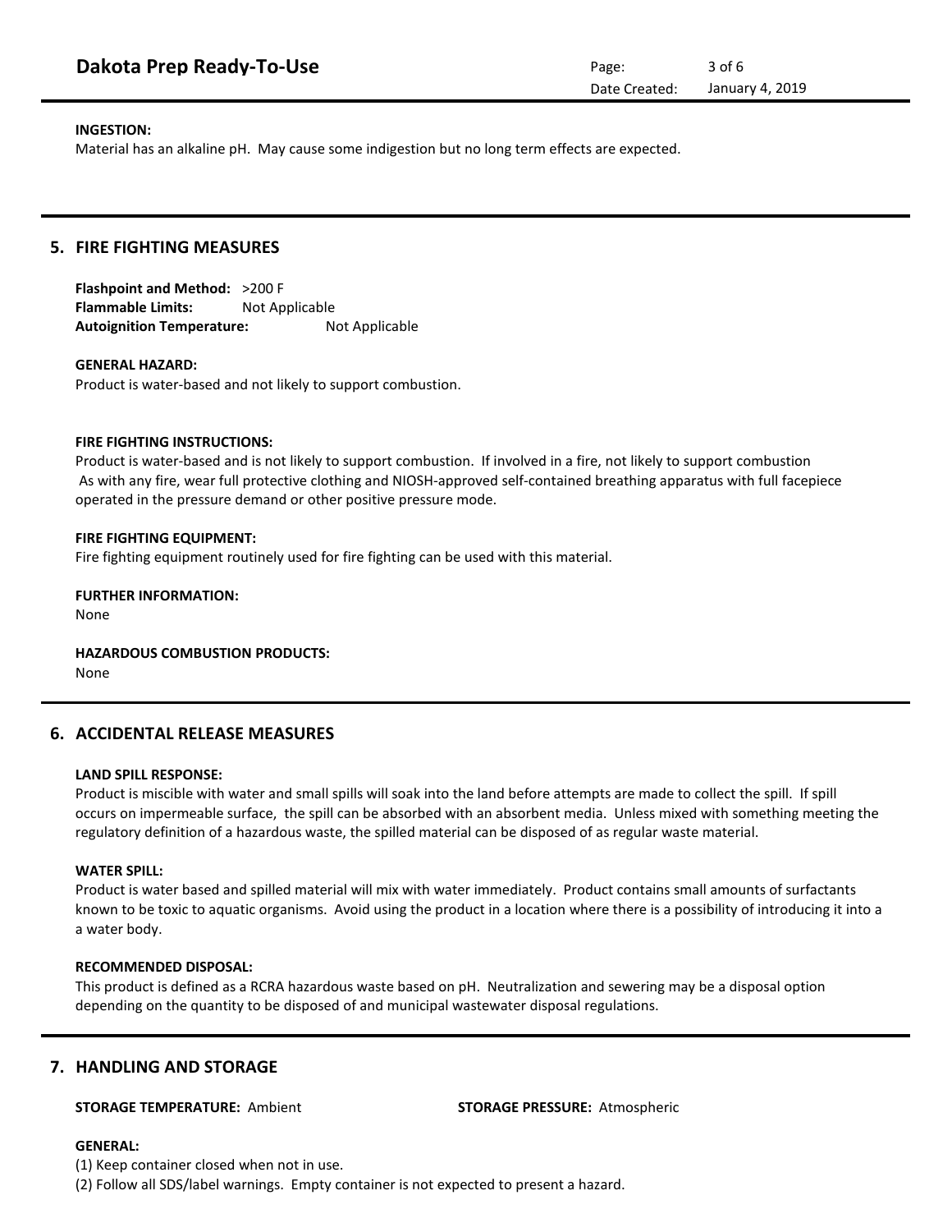**INGESTION:**
Material has an alkaline pH. May cause some indigestion but no long term effects are expected.

## 5. FIRE FIGHTING MEASURES

**Flashpoint and Method:** >200 F
**Flammable Limits:** Not Applicable
**Autoignition Temperature:** Not Applicable

**GENERAL HAZARD:**
Product is water-based and not likely to support combustion.

**FIRE FIGHTING INSTRUCTIONS:**
Product is water-based and is not likely to support combustion. If involved in a fire, not likely to support combustion As with any fire, wear full protective clothing and NIOSH-approved self-contained breathing apparatus with full facepiece operated in the pressure demand or other positive pressure mode.

**FIRE FIGHTING EQUIPMENT:**
Fire fighting equipment routinely used for fire fighting can be used with this material.

**FURTHER INFORMATION:**
None

**HAZARDOUS COMBUSTION PRODUCTS:**
None

## 6. ACCIDENTAL RELEASE MEASURES

**LAND SPILL RESPONSE:**
Product is miscible with water and small spills will soak into the land before attempts are made to collect the spill. If spill occurs on impermeable surface, the spill can be absorbed with an absorbent media. Unless mixed with something meeting the regulatory definition of a hazardous waste, the spilled material can be disposed of as regular waste material.

**WATER SPILL:**
Product is water based and spilled material will mix with water immediately. Product contains small amounts of surfactants known to be toxic to aquatic organisms. Avoid using the product in a location where there is a possibility of introducing it into a a water body.

**RECOMMENDED DISPOSAL:**
This product is defined as a RCRA hazardous waste based on pH. Neutralization and sewering may be a disposal option depending on the quantity to be disposed of and municipal wastewater disposal regulations.

## 7. HANDLING AND STORAGE

**STORAGE TEMPERATURE:** Ambient

**STORAGE PRESSURE:** Atmospheric

**GENERAL:**
(1) Keep container closed when not in use.
(2) Follow all SDS/label warnings. Empty container is not expected to present a hazard.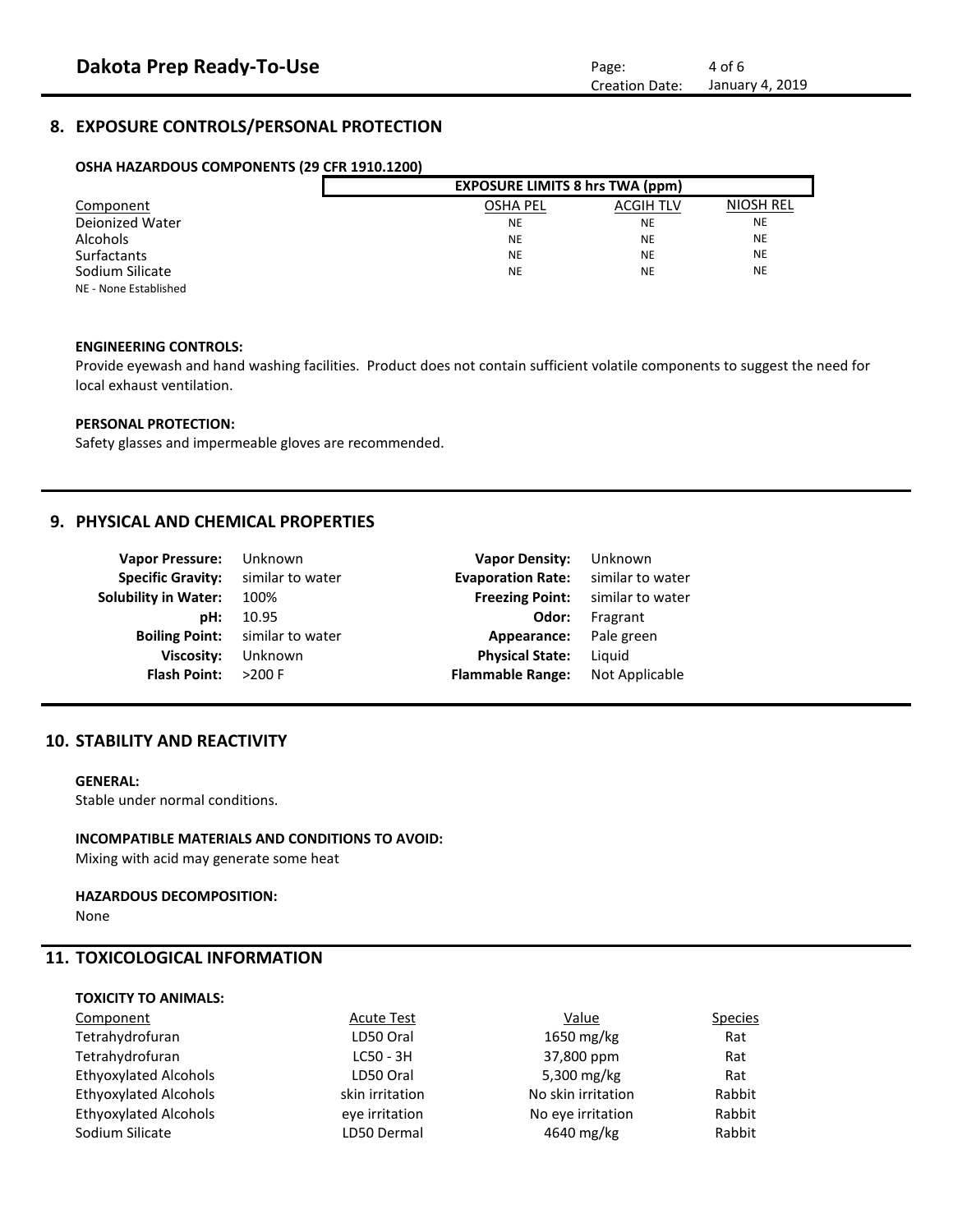## 8. EXPOSURE CONTROLS/PERSONAL PROTECTION

**OSHA HAZARDOUS COMPONENTS (29 CFR 1910.1200)**

| | EXPOSURE LIMITS 8 hrs TWA (ppm) | | |
|---|---|---|---|
| Component | OSHA PEL | ACGIH TLV | NIOSH REL |
| Deionized Water | NE | NE | NE |
| Alcohols | NE | NE | NE |
| Surfactants | NE | NE | NE |
| Sodium Silicate | NE | NE | NE |

NE - None Established

**ENGINEERING CONTROLS:**

Provide eyewash and hand washing facilities. Product does not contain sufficient volatile components to suggest the need for local exhaust ventilation.

**PERSONAL PROTECTION:**

Safety glasses and impermeable gloves are recommended.

## 9. PHYSICAL AND CHEMICAL PROPERTIES

| | | | |
|---|---|---|---|
| **Vapor Pressure:** | Unknown | **Vapor Density:** | Unknown |
| **Specific Gravity:** | similar to water | **Evaporation Rate:** | similar to water |
| **Solubility in Water:** | 100% | **Freezing Point:** | similar to water |
| **pH:** | 10.95 | **Odor:** | Fragrant |
| **Boiling Point:** | similar to water | **Appearance:** | Pale green |
| **Viscosity:** | Unknown | **Physical State:** | Liquid |
| **Flash Point:** | >200 F | **Flammable Range:** | Not Applicable |

## 10. STABILITY AND REACTIVITY

**GENERAL:**

Stable under normal conditions.

**INCOMPATIBLE MATERIALS AND CONDITIONS TO AVOID:**

Mixing with acid may generate some heat

**HAZARDOUS DECOMPOSITION:**

None

## 11. TOXICOLOGICAL INFORMATION

**TOXICITY TO ANIMALS:**

| Component | Acute Test | Value | Species |
|---|---|---|---|
| Tetrahydrofuran | LD50 Oral | 1650 mg/kg | Rat |
| Tetrahydrofuran | LC50 - 3H | 37,800 ppm | Rat |
| Ethyoxylated Alcohols | LD50 Oral | 5,300 mg/kg | Rat |
| Ethyoxylated Alcohols | skin irritation | No skin irritation | Rabbit |
| Ethyoxylated Alcohols | eye irritation | No eye irritation | Rabbit |
| Sodium Silicate | LD50 Dermal | 4640 mg/kg | Rabbit |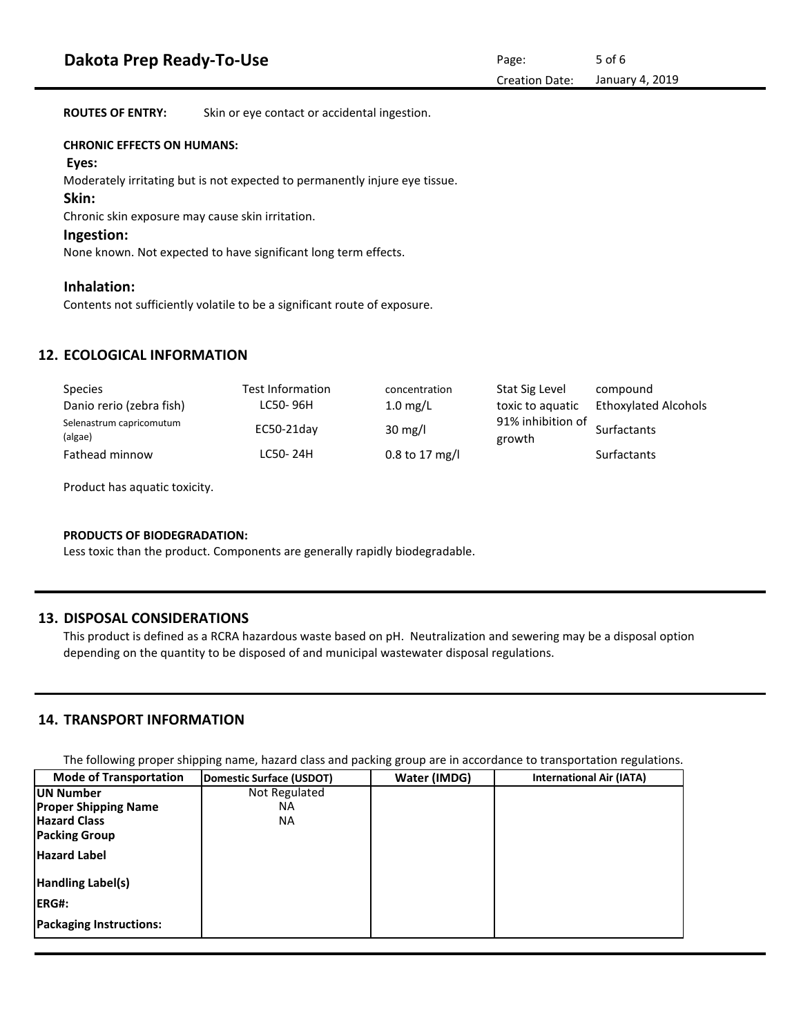**ROUTES OF ENTRY:** Skin or eye contact or accidental ingestion.

**CHRONIC EFFECTS ON HUMANS:**

**Eyes:**

Moderately irritating but is not expected to permanently injure eye tissue.

**Skin:**

Chronic skin exposure may cause skin irritation.

**Ingestion:**

None known. Not expected to have significant long term effects.

**Inhalation:**

Contents not sufficiently volatile to be a significant route of exposure.

## 12. ECOLOGICAL INFORMATION

| Species | Test Information | concentration | Stat Sig Level | compound |
|---|---|---|---|---|
| Danio rerio (zebra fish) | LC50- 96H | 1.0 mg/L | toxic to aquatic | Ethoxylated Alcohols |
| Selenastrum capricomutum (algae) | EC50-21day | 30 mg/l | 91% inhibition of growth | Surfactants |
| Fathead minnow | LC50- 24H | 0.8 to 17 mg/l | | Surfactants |

Product has aquatic toxicity.

**PRODUCTS OF BIODEGRADATION:**

Less toxic than the product. Components are generally rapidly biodegradable.

## 13. DISPOSAL CONSIDERATIONS

This product is defined as a RCRA hazardous waste based on pH. Neutralization and sewering may be a disposal option depending on the quantity to be disposed of and municipal wastewater disposal regulations.

## 14. TRANSPORT INFORMATION

The following proper shipping name, hazard class and packing group are in accordance to transportation regulations.

| Mode of Transportation | Domestic Surface (USDOT) | Water (IMDG) | International Air (IATA) |
|---|---|---|---|
| **UN Number** | Not Regulated | | |
| **Proper Shipping Name** | NA | | |
| **Hazard Class** | NA | | |
| **Packing Group** | | | |
| **Hazard Label** | | | |
| **Handling Label(s)** | | | |
| **ERG#:** | | | |
| **Packaging Instructions:** | | | |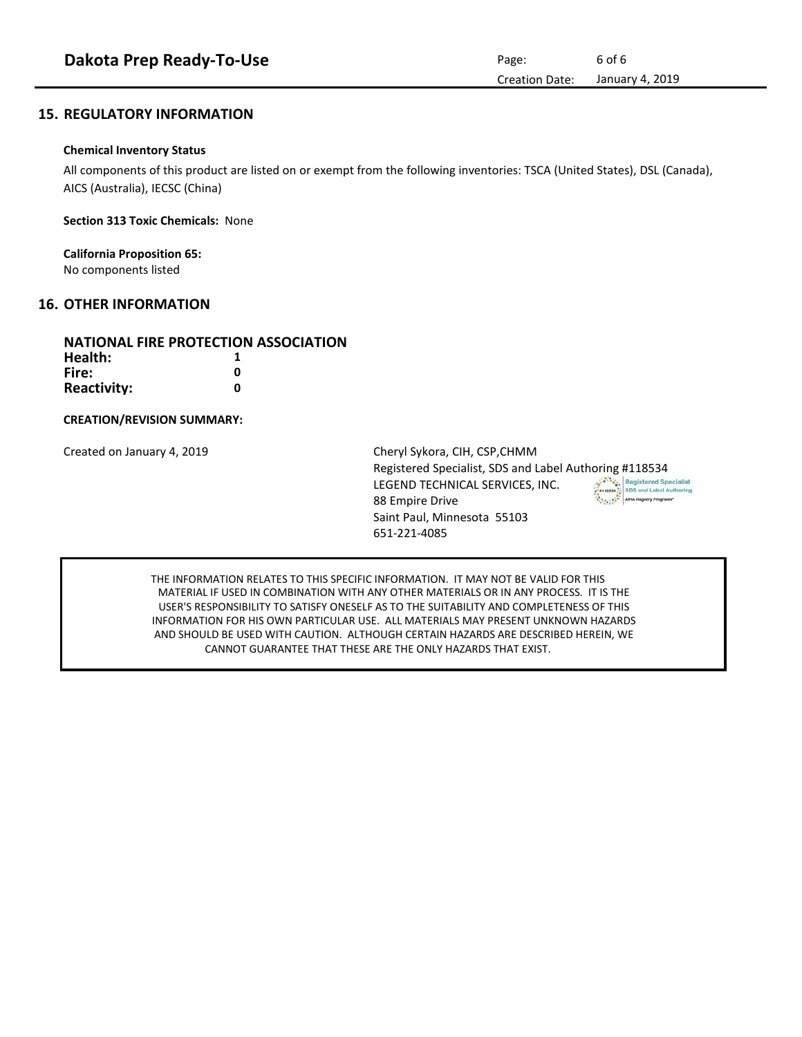## 15. REGULATORY INFORMATION

**Chemical Inventory Status**

All components of this product are listed on or exempt from the following inventories: TSCA (United States), DSL (Canada), AICS (Australia), IECSC (China)

**Section 313 Toxic Chemicals:** None

**California Proposition 65:**
No components listed

## 16. OTHER INFORMATION

**NATIONAL FIRE PROTECTION ASSOCIATION**

| | |
|---|---|
| **Health:** | **1** |
| **Fire:** | **0** |
| **Reactivity:** | **0** |

**CREATION/REVISION SUMMARY:**

Created on January 4, 2019

Cheryl Sykora, CIH, CSP,CHMM
Registered Specialist, SDS and Label Authoring #118534
LEGEND TECHNICAL SERVICES, INC.
88 Empire Drive
Saint Paul, Minnesota 55103
651-221-4085

THE INFORMATION RELATES TO THIS SPECIFIC INFORMATION. IT MAY NOT BE VALID FOR THIS MATERIAL IF USED IN COMBINATION WITH ANY OTHER MATERIALS OR IN ANY PROCESS. IT IS THE USER'S RESPONSIBILITY TO SATISFY ONESELF AS TO THE SUITABILITY AND COMPLETENESS OF THIS INFORMATION FOR HIS OWN PARTICULAR USE. ALL MATERIALS MAY PRESENT UNKNOWN HAZARDS AND SHOULD BE USED WITH CAUTION. ALTHOUGH CERTAIN HAZARDS ARE DESCRIBED HEREIN, WE CANNOT GUARANTEE THAT THESE ARE THE ONLY HAZARDS THAT EXIST.